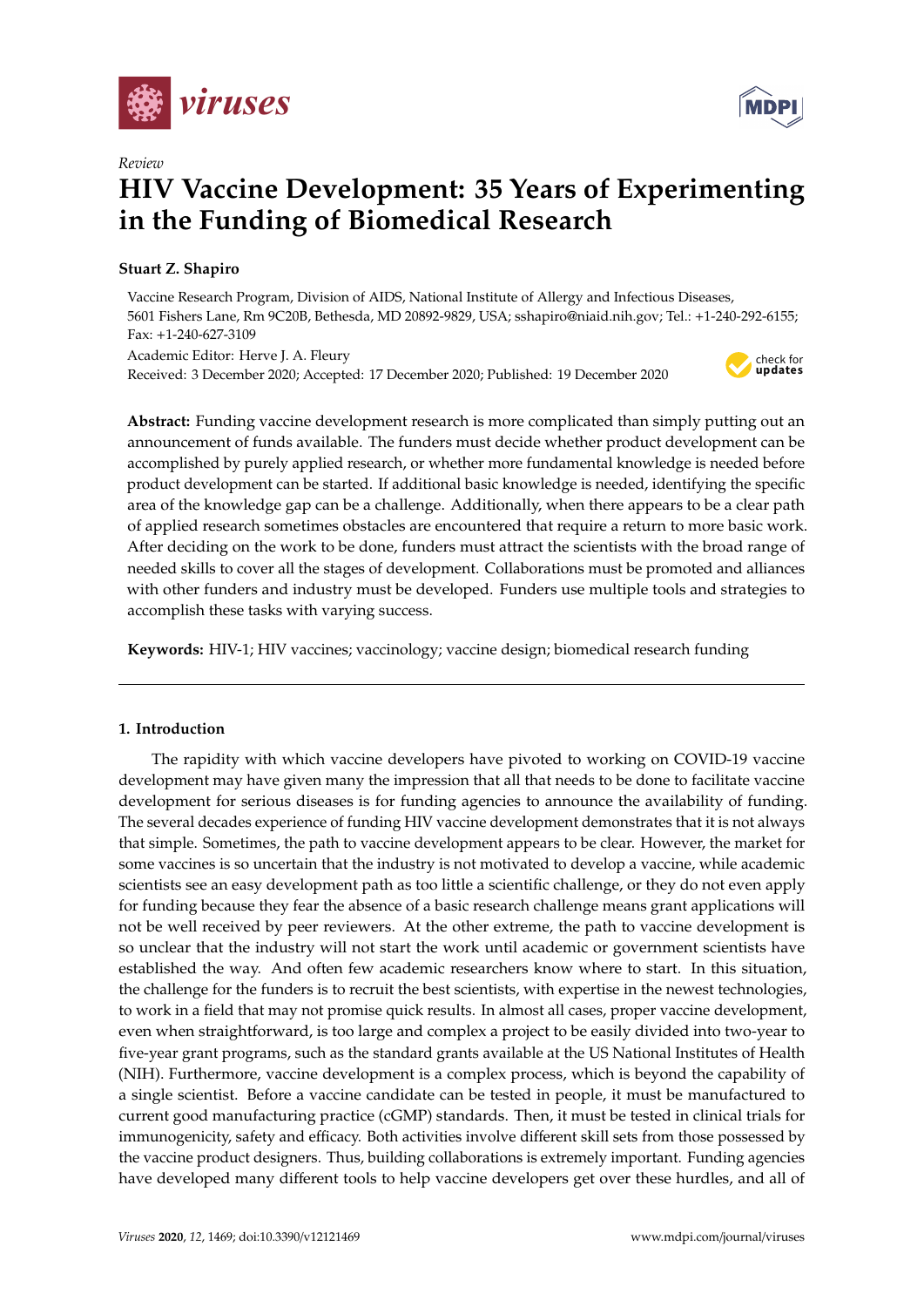*Review*

# HIV Vaccine Development: 35 Years of Experimenting in the Funding of Biomedical Research

**Stuart Z. Shapiro**

Vaccine Research Program, Division of AIDS, National Institute of Allergy and Infectious Diseases, 5601 Fishers Lane, Rm 9C20B, Bethesda, MD 20892-9829, USA; sshapiro@niaid.nih.gov; Tel.: +1-240-292-6155; Fax: +1-240-627-3109

Academic Editor: Herve J. A. Fleury

Received: 3 December 2020; Accepted: 17 December 2020; Published: 19 December 2020

**Abstract:** Funding vaccine development research is more complicated than simply putting out an announcement of funds available. The funders must decide whether product development can be accomplished by purely applied research, or whether more fundamental knowledge is needed before product development can be started. If additional basic knowledge is needed, identifying the specific area of the knowledge gap can be a challenge. Additionally, when there appears to be a clear path of applied research sometimes obstacles are encountered that require a return to more basic work. After deciding on the work to be done, funders must attract the scientists with the broad range of needed skills to cover all the stages of development. Collaborations must be promoted and alliances with other funders and industry must be developed. Funders use multiple tools and strategies to accomplish these tasks with varying success.

**Keywords:** HIV-1; HIV vaccines; vaccinology; vaccine design; biomedical research funding

## 1. Introduction

The rapidity with which vaccine developers have pivoted to working on COVID-19 vaccine development may have given many the impression that all that needs to be done to facilitate vaccine development for serious diseases is for funding agencies to announce the availability of funding. The several decades experience of funding HIV vaccine development demonstrates that it is not always that simple. Sometimes, the path to vaccine development appears to be clear. However, the market for some vaccines is so uncertain that the industry is not motivated to develop a vaccine, while academic scientists see an easy development path as too little a scientific challenge, or they do not even apply for funding because they fear the absence of a basic research challenge means grant applications will not be well received by peer reviewers. At the other extreme, the path to vaccine development is so unclear that the industry will not start the work until academic or government scientists have established the way. And often few academic researchers know where to start. In this situation, the challenge for the funders is to recruit the best scientists, with expertise in the newest technologies, to work in a field that may not promise quick results. In almost all cases, proper vaccine development, even when straightforward, is too large and complex a project to be easily divided into two-year to five-year grant programs, such as the standard grants available at the US National Institutes of Health (NIH). Furthermore, vaccine development is a complex process, which is beyond the capability of a single scientist. Before a vaccine candidate can be tested in people, it must be manufactured to current good manufacturing practice (cGMP) standards. Then, it must be tested in clinical trials for immunogenicity, safety and efficacy. Both activities involve different skill sets from those possessed by the vaccine product designers. Thus, building collaborations is extremely important. Funding agencies have developed many different tools to help vaccine developers get over these hurdles, and all of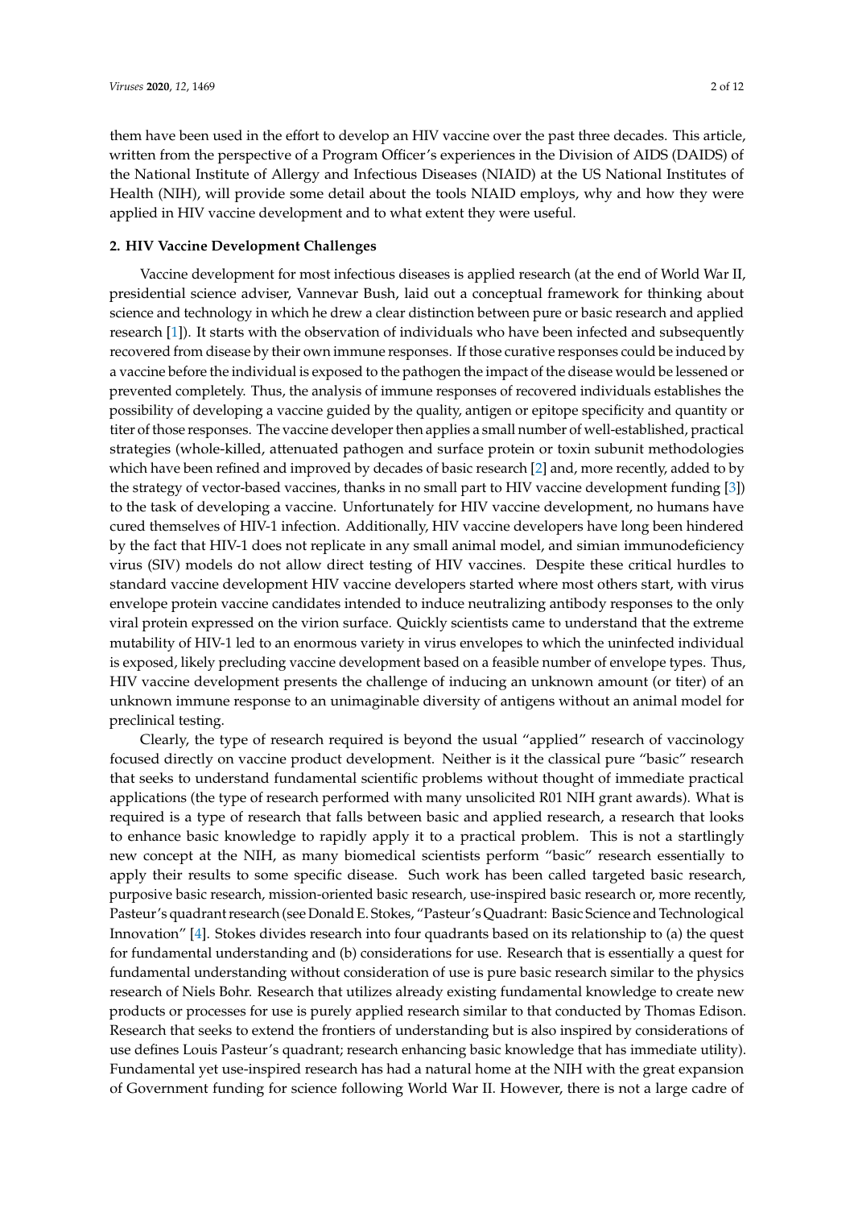them have been used in the effort to develop an HIV vaccine over the past three decades. This article, written from the perspective of a Program Officer's experiences in the Division of AIDS (DAIDS) of the National Institute of Allergy and Infectious Diseases (NIAID) at the US National Institutes of Health (NIH), will provide some detail about the tools NIAID employs, why and how they were applied in HIV vaccine development and to what extent they were useful.

## 2. HIV Vaccine Development Challenges

Vaccine development for most infectious diseases is applied research (at the end of World War II, presidential science adviser, Vannevar Bush, laid out a conceptual framework for thinking about science and technology in which he drew a clear distinction between pure or basic research and applied research [1]). It starts with the observation of individuals who have been infected and subsequently recovered from disease by their own immune responses. If those curative responses could be induced by a vaccine before the individual is exposed to the pathogen the impact of the disease would be lessened or prevented completely. Thus, the analysis of immune responses of recovered individuals establishes the possibility of developing a vaccine guided by the quality, antigen or epitope specificity and quantity or titer of those responses. The vaccine developer then applies a small number of well-established, practical strategies (whole-killed, attenuated pathogen and surface protein or toxin subunit methodologies which have been refined and improved by decades of basic research [2] and, more recently, added to by the strategy of vector-based vaccines, thanks in no small part to HIV vaccine development funding [3]) to the task of developing a vaccine. Unfortunately for HIV vaccine development, no humans have cured themselves of HIV-1 infection. Additionally, HIV vaccine developers have long been hindered by the fact that HIV-1 does not replicate in any small animal model, and simian immunodeficiency virus (SIV) models do not allow direct testing of HIV vaccines. Despite these critical hurdles to standard vaccine development HIV vaccine developers started where most others start, with virus envelope protein vaccine candidates intended to induce neutralizing antibody responses to the only viral protein expressed on the virion surface. Quickly scientists came to understand that the extreme mutability of HIV-1 led to an enormous variety in virus envelopes to which the uninfected individual is exposed, likely precluding vaccine development based on a feasible number of envelope types. Thus, HIV vaccine development presents the challenge of inducing an unknown amount (or titer) of an unknown immune response to an unimaginable diversity of antigens without an animal model for preclinical testing.

Clearly, the type of research required is beyond the usual "applied" research of vaccinology focused directly on vaccine product development. Neither is it the classical pure "basic" research that seeks to understand fundamental scientific problems without thought of immediate practical applications (the type of research performed with many unsolicited R01 NIH grant awards). What is required is a type of research that falls between basic and applied research, a research that looks to enhance basic knowledge to rapidly apply it to a practical problem. This is not a startlingly new concept at the NIH, as many biomedical scientists perform "basic" research essentially to apply their results to some specific disease. Such work has been called targeted basic research, purposive basic research, mission-oriented basic research, use-inspired basic research or, more recently, Pasteur's quadrant research (see Donald E. Stokes, "Pasteur's Quadrant: Basic Science and Technological Innovation" [4]. Stokes divides research into four quadrants based on its relationship to (a) the quest for fundamental understanding and (b) considerations for use. Research that is essentially a quest for fundamental understanding without consideration of use is pure basic research similar to the physics research of Niels Bohr. Research that utilizes already existing fundamental knowledge to create new products or processes for use is purely applied research similar to that conducted by Thomas Edison. Research that seeks to extend the frontiers of understanding but is also inspired by considerations of use defines Louis Pasteur's quadrant; research enhancing basic knowledge that has immediate utility). Fundamental yet use-inspired research has had a natural home at the NIH with the great expansion of Government funding for science following World War II. However, there is not a large cadre of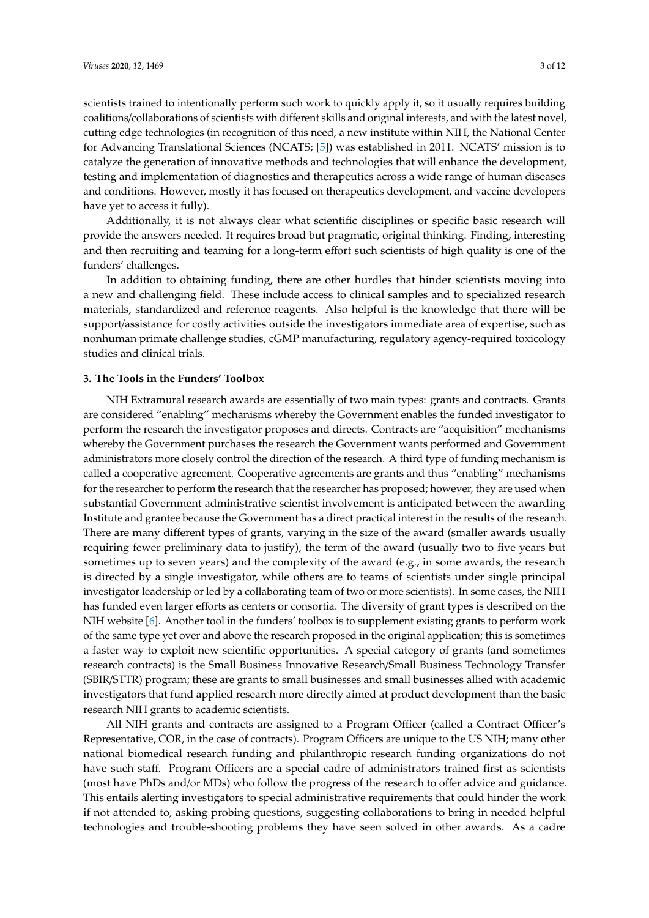scientists trained to intentionally perform such work to quickly apply it, so it usually requires building coalitions/collaborations of scientists with different skills and original interests, and with the latest novel, cutting edge technologies (in recognition of this need, a new institute within NIH, the National Center for Advancing Translational Sciences (NCATS; [5]) was established in 2011. NCATS' mission is to catalyze the generation of innovative methods and technologies that will enhance the development, testing and implementation of diagnostics and therapeutics across a wide range of human diseases and conditions. However, mostly it has focused on therapeutics development, and vaccine developers have yet to access it fully).

Additionally, it is not always clear what scientific disciplines or specific basic research will provide the answers needed. It requires broad but pragmatic, original thinking. Finding, interesting and then recruiting and teaming for a long-term effort such scientists of high quality is one of the funders' challenges.

In addition to obtaining funding, there are other hurdles that hinder scientists moving into a new and challenging field. These include access to clinical samples and to specialized research materials, standardized and reference reagents. Also helpful is the knowledge that there will be support/assistance for costly activities outside the investigators immediate area of expertise, such as nonhuman primate challenge studies, cGMP manufacturing, regulatory agency-required toxicology studies and clinical trials.

## 3. The Tools in the Funders' Toolbox

NIH Extramural research awards are essentially of two main types: grants and contracts. Grants are considered "enabling" mechanisms whereby the Government enables the funded investigator to perform the research the investigator proposes and directs. Contracts are "acquisition" mechanisms whereby the Government purchases the research the Government wants performed and Government administrators more closely control the direction of the research. A third type of funding mechanism is called a cooperative agreement. Cooperative agreements are grants and thus "enabling" mechanisms for the researcher to perform the research that the researcher has proposed; however, they are used when substantial Government administrative scientist involvement is anticipated between the awarding Institute and grantee because the Government has a direct practical interest in the results of the research. There are many different types of grants, varying in the size of the award (smaller awards usually requiring fewer preliminary data to justify), the term of the award (usually two to five years but sometimes up to seven years) and the complexity of the award (e.g., in some awards, the research is directed by a single investigator, while others are to teams of scientists under single principal investigator leadership or led by a collaborating team of two or more scientists). In some cases, the NIH has funded even larger efforts as centers or consortia. The diversity of grant types is described on the NIH website [6]. Another tool in the funders' toolbox is to supplement existing grants to perform work of the same type yet over and above the research proposed in the original application; this is sometimes a faster way to exploit new scientific opportunities. A special category of grants (and sometimes research contracts) is the Small Business Innovative Research/Small Business Technology Transfer (SBIR/STTR) program; these are grants to small businesses and small businesses allied with academic investigators that fund applied research more directly aimed at product development than the basic research NIH grants to academic scientists.

All NIH grants and contracts are assigned to a Program Officer (called a Contract Officer's Representative, COR, in the case of contracts). Program Officers are unique to the US NIH; many other national biomedical research funding and philanthropic research funding organizations do not have such staff. Program Officers are a special cadre of administrators trained first as scientists (most have PhDs and/or MDs) who follow the progress of the research to offer advice and guidance. This entails alerting investigators to special administrative requirements that could hinder the work if not attended to, asking probing questions, suggesting collaborations to bring in needed helpful technologies and trouble-shooting problems they have seen solved in other awards. As a cadre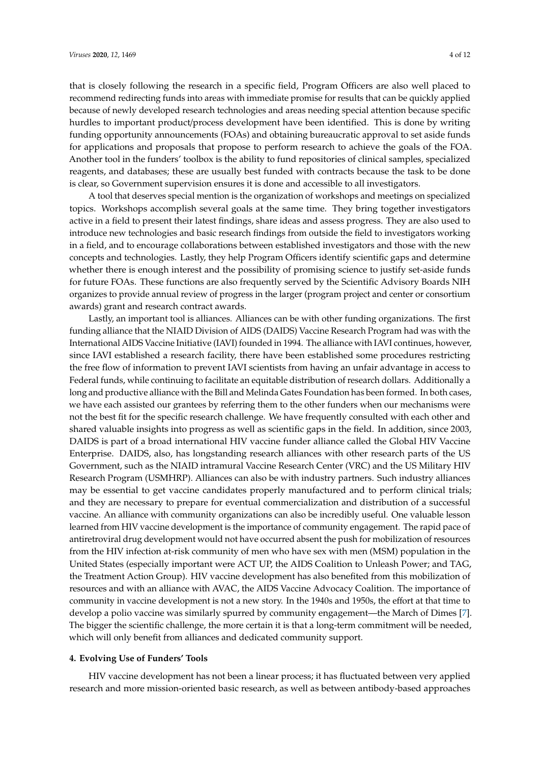that is closely following the research in a specific field, Program Officers are also well placed to recommend redirecting funds into areas with immediate promise for results that can be quickly applied because of newly developed research technologies and areas needing special attention because specific hurdles to important product/process development have been identified. This is done by writing funding opportunity announcements (FOAs) and obtaining bureaucratic approval to set aside funds for applications and proposals that propose to perform research to achieve the goals of the FOA. Another tool in the funders' toolbox is the ability to fund repositories of clinical samples, specialized reagents, and databases; these are usually best funded with contracts because the task to be done is clear, so Government supervision ensures it is done and accessible to all investigators.

A tool that deserves special mention is the organization of workshops and meetings on specialized topics. Workshops accomplish several goals at the same time. They bring together investigators active in a field to present their latest findings, share ideas and assess progress. They are also used to introduce new technologies and basic research findings from outside the field to investigators working in a field, and to encourage collaborations between established investigators and those with the new concepts and technologies. Lastly, they help Program Officers identify scientific gaps and determine whether there is enough interest and the possibility of promising science to justify set-aside funds for future FOAs. These functions are also frequently served by the Scientific Advisory Boards NIH organizes to provide annual review of progress in the larger (program project and center or consortium awards) grant and research contract awards.

Lastly, an important tool is alliances. Alliances can be with other funding organizations. The first funding alliance that the NIAID Division of AIDS (DAIDS) Vaccine Research Program had was with the International AIDS Vaccine Initiative (IAVI) founded in 1994. The alliance with IAVI continues, however, since IAVI established a research facility, there have been established some procedures restricting the free flow of information to prevent IAVI scientists from having an unfair advantage in access to Federal funds, while continuing to facilitate an equitable distribution of research dollars. Additionally a long and productive alliance with the Bill and Melinda Gates Foundation has been formed. In both cases, we have each assisted our grantees by referring them to the other funders when our mechanisms were not the best fit for the specific research challenge. We have frequently consulted with each other and shared valuable insights into progress as well as scientific gaps in the field. In addition, since 2003, DAIDS is part of a broad international HIV vaccine funder alliance called the Global HIV Vaccine Enterprise. DAIDS, also, has longstanding research alliances with other research parts of the US Government, such as the NIAID intramural Vaccine Research Center (VRC) and the US Military HIV Research Program (USMHRP). Alliances can also be with industry partners. Such industry alliances may be essential to get vaccine candidates properly manufactured and to perform clinical trials; and they are necessary to prepare for eventual commercialization and distribution of a successful vaccine. An alliance with community organizations can also be incredibly useful. One valuable lesson learned from HIV vaccine development is the importance of community engagement. The rapid pace of antiretroviral drug development would not have occurred absent the push for mobilization of resources from the HIV infection at-risk community of men who have sex with men (MSM) population in the United States (especially important were ACT UP, the AIDS Coalition to Unleash Power; and TAG, the Treatment Action Group). HIV vaccine development has also benefited from this mobilization of resources and with an alliance with AVAC, the AIDS Vaccine Advocacy Coalition. The importance of community in vaccine development is not a new story. In the 1940s and 1950s, the effort at that time to develop a polio vaccine was similarly spurred by community engagement—the March of Dimes [7]. The bigger the scientific challenge, the more certain it is that a long-term commitment will be needed, which will only benefit from alliances and dedicated community support.

## 4. Evolving Use of Funders' Tools

HIV vaccine development has not been a linear process; it has fluctuated between very applied research and more mission-oriented basic research, as well as between antibody-based approaches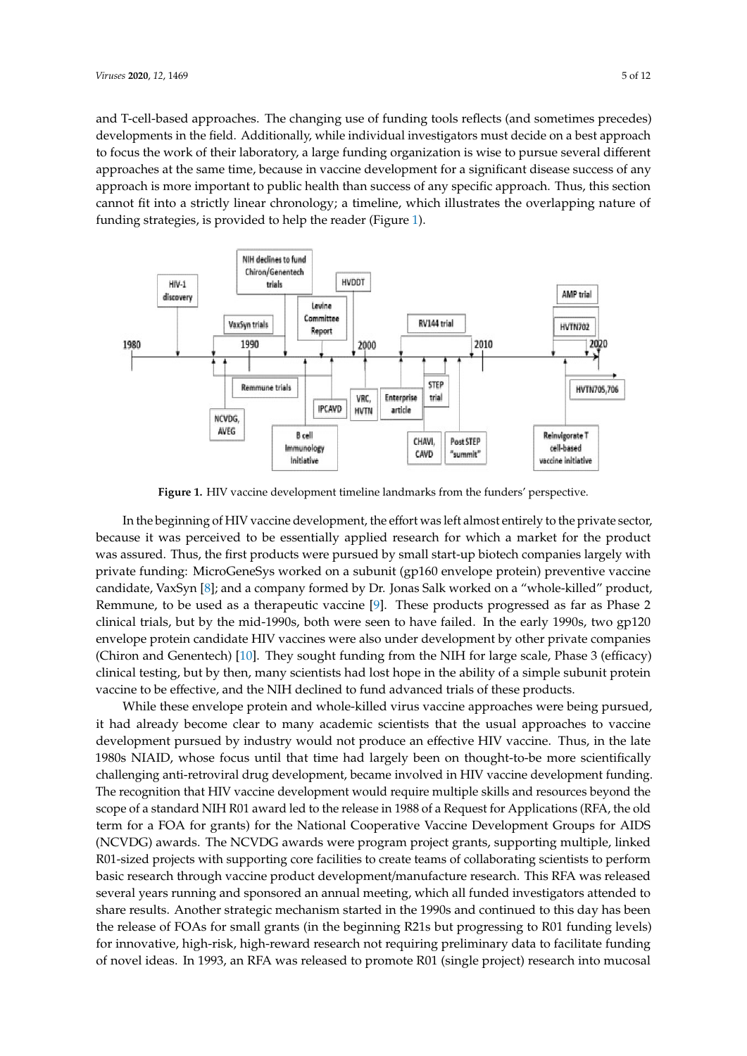and T-cell-based approaches. The changing use of funding tools reflects (and sometimes precedes) developments in the field. Additionally, while individual investigators must decide on a best approach to focus the work of their laboratory, a large funding organization is wise to pursue several different approaches at the same time, because in vaccine development for a significant disease success of any approach is more important to public health than success of any specific approach. Thus, this section cannot fit into a strictly linear chronology; a timeline, which illustrates the overlapping nature of funding strategies, is provided to help the reader (Figure 1).

**Figure 1.** HIV vaccine development timeline landmarks from the funders' perspective.

In the beginning of HIV vaccine development, the effort was left almost entirely to the private sector, because it was perceived to be essentially applied research for which a market for the product was assured. Thus, the first products were pursued by small start-up biotech companies largely with private funding: MicroGeneSys worked on a subunit (gp160 envelope protein) preventive vaccine candidate, VaxSyn [8]; and a company formed by Dr. Jonas Salk worked on a "whole-killed" product, Remmune, to be used as a therapeutic vaccine [9]. These products progressed as far as Phase 2 clinical trials, but by the mid-1990s, both were seen to have failed. In the early 1990s, two gp120 envelope protein candidate HIV vaccines were also under development by other private companies (Chiron and Genentech) [10]. They sought funding from the NIH for large scale, Phase 3 (efficacy) clinical testing, but by then, many scientists had lost hope in the ability of a simple subunit protein vaccine to be effective, and the NIH declined to fund advanced trials of these products.

While these envelope protein and whole-killed virus vaccine approaches were being pursued, it had already become clear to many academic scientists that the usual approaches to vaccine development pursued by industry would not produce an effective HIV vaccine. Thus, in the late 1980s NIAID, whose focus until that time had largely been on thought-to-be more scientifically challenging anti-retroviral drug development, became involved in HIV vaccine development funding. The recognition that HIV vaccine development would require multiple skills and resources beyond the scope of a standard NIH R01 award led to the release in 1988 of a Request for Applications (RFA, the old term for a FOA for grants) for the National Cooperative Vaccine Development Groups for AIDS (NCVDG) awards. The NCVDG awards were program project grants, supporting multiple, linked R01-sized projects with supporting core facilities to create teams of collaborating scientists to perform basic research through vaccine product development/manufacture research. This RFA was released several years running and sponsored an annual meeting, which all funded investigators attended to share results. Another strategic mechanism started in the 1990s and continued to this day has been the release of FOAs for small grants (in the beginning R21s but progressing to R01 funding levels) for innovative, high-risk, high-reward research not requiring preliminary data to facilitate funding of novel ideas. In 1993, an RFA was released to promote R01 (single project) research into mucosal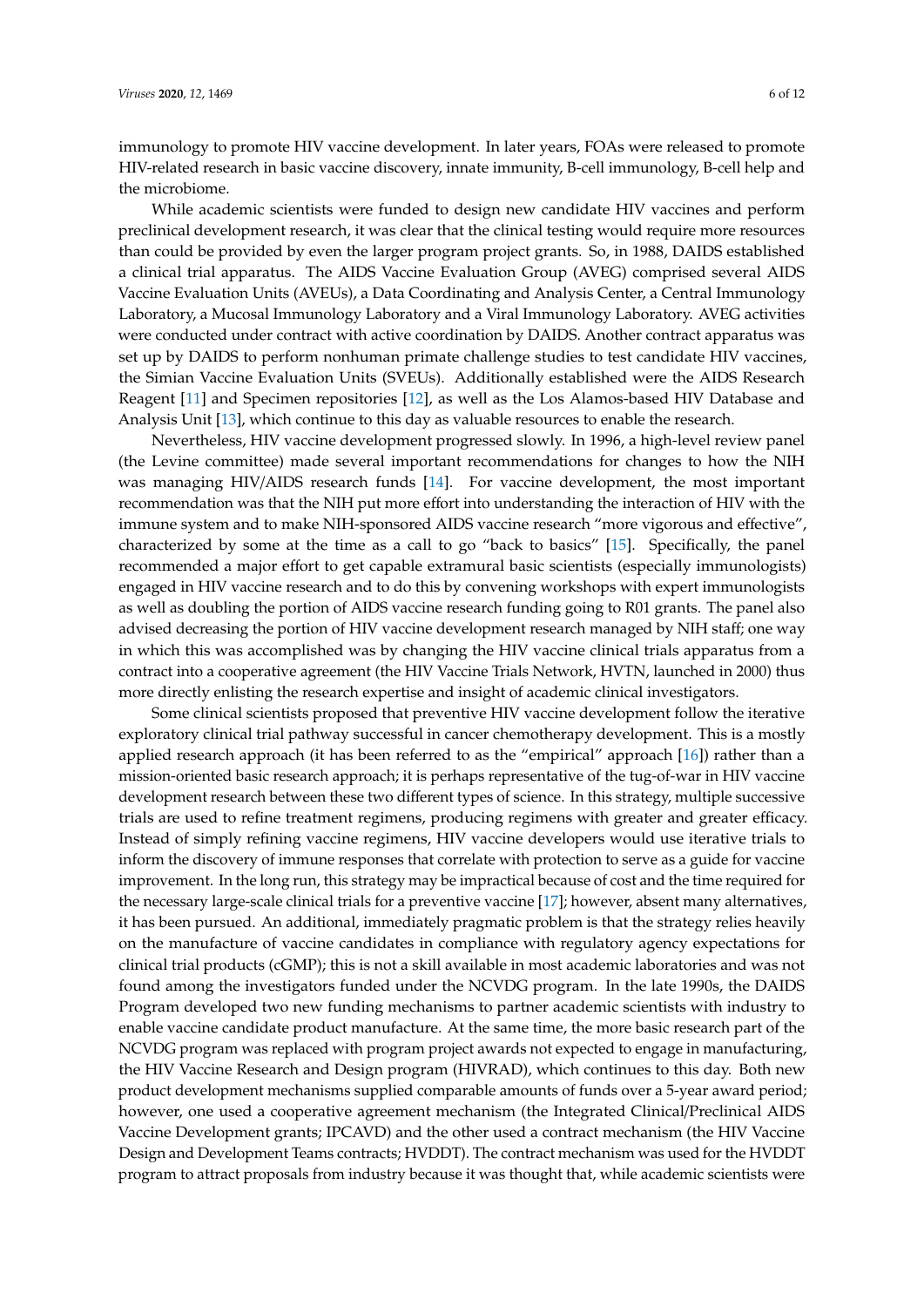immunology to promote HIV vaccine development. In later years, FOAs were released to promote HIV-related research in basic vaccine discovery, innate immunity, B-cell immunology, B-cell help and the microbiome.

While academic scientists were funded to design new candidate HIV vaccines and perform preclinical development research, it was clear that the clinical testing would require more resources than could be provided by even the larger program project grants. So, in 1988, DAIDS established a clinical trial apparatus. The AIDS Vaccine Evaluation Group (AVEG) comprised several AIDS Vaccine Evaluation Units (AVEUs), a Data Coordinating and Analysis Center, a Central Immunology Laboratory, a Mucosal Immunology Laboratory and a Viral Immunology Laboratory. AVEG activities were conducted under contract with active coordination by DAIDS. Another contract apparatus was set up by DAIDS to perform nonhuman primate challenge studies to test candidate HIV vaccines, the Simian Vaccine Evaluation Units (SVEUs). Additionally established were the AIDS Research Reagent [11] and Specimen repositories [12], as well as the Los Alamos-based HIV Database and Analysis Unit [13], which continue to this day as valuable resources to enable the research.

Nevertheless, HIV vaccine development progressed slowly. In 1996, a high-level review panel (the Levine committee) made several important recommendations for changes to how the NIH was managing HIV/AIDS research funds [14]. For vaccine development, the most important recommendation was that the NIH put more effort into understanding the interaction of HIV with the immune system and to make NIH-sponsored AIDS vaccine research "more vigorous and effective", characterized by some at the time as a call to go "back to basics" [15]. Specifically, the panel recommended a major effort to get capable extramural basic scientists (especially immunologists) engaged in HIV vaccine research and to do this by convening workshops with expert immunologists as well as doubling the portion of AIDS vaccine research funding going to R01 grants. The panel also advised decreasing the portion of HIV vaccine development research managed by NIH staff; one way in which this was accomplished was by changing the HIV vaccine clinical trials apparatus from a contract into a cooperative agreement (the HIV Vaccine Trials Network, HVTN, launched in 2000) thus more directly enlisting the research expertise and insight of academic clinical investigators.

Some clinical scientists proposed that preventive HIV vaccine development follow the iterative exploratory clinical trial pathway successful in cancer chemotherapy development. This is a mostly applied research approach (it has been referred to as the "empirical" approach [16]) rather than a mission-oriented basic research approach; it is perhaps representative of the tug-of-war in HIV vaccine development research between these two different types of science. In this strategy, multiple successive trials are used to refine treatment regimens, producing regimens with greater and greater efficacy. Instead of simply refining vaccine regimens, HIV vaccine developers would use iterative trials to inform the discovery of immune responses that correlate with protection to serve as a guide for vaccine improvement. In the long run, this strategy may be impractical because of cost and the time required for the necessary large-scale clinical trials for a preventive vaccine [17]; however, absent many alternatives, it has been pursued. An additional, immediately pragmatic problem is that the strategy relies heavily on the manufacture of vaccine candidates in compliance with regulatory agency expectations for clinical trial products (cGMP); this is not a skill available in most academic laboratories and was not found among the investigators funded under the NCVDG program. In the late 1990s, the DAIDS Program developed two new funding mechanisms to partner academic scientists with industry to enable vaccine candidate product manufacture. At the same time, the more basic research part of the NCVDG program was replaced with program project awards not expected to engage in manufacturing, the HIV Vaccine Research and Design program (HIVRAD), which continues to this day. Both new product development mechanisms supplied comparable amounts of funds over a 5-year award period; however, one used a cooperative agreement mechanism (the Integrated Clinical/Preclinical AIDS Vaccine Development grants; IPCAVD) and the other used a contract mechanism (the HIV Vaccine Design and Development Teams contracts; HVDDT). The contract mechanism was used for the HVDDT program to attract proposals from industry because it was thought that, while academic scientists were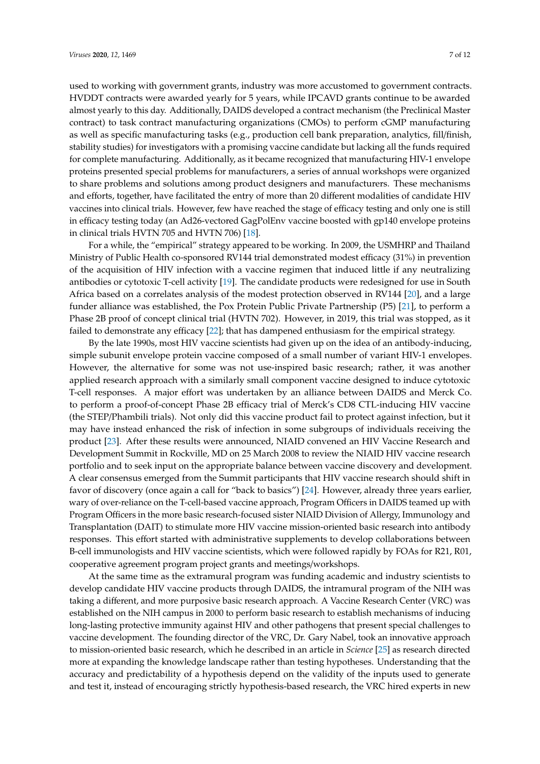used to working with government grants, industry was more accustomed to government contracts. HVDDT contracts were awarded yearly for 5 years, while IPCAVD grants continue to be awarded almost yearly to this day. Additionally, DAIDS developed a contract mechanism (the Preclinical Master contract) to task contract manufacturing organizations (CMOs) to perform cGMP manufacturing as well as specific manufacturing tasks (e.g., production cell bank preparation, analytics, fill/finish, stability studies) for investigators with a promising vaccine candidate but lacking all the funds required for complete manufacturing. Additionally, as it became recognized that manufacturing HIV-1 envelope proteins presented special problems for manufacturers, a series of annual workshops were organized to share problems and solutions among product designers and manufacturers. These mechanisms and efforts, together, have facilitated the entry of more than 20 different modalities of candidate HIV vaccines into clinical trials. However, few have reached the stage of efficacy testing and only one is still in efficacy testing today (an Ad26-vectored GagPolEnv vaccine boosted with gp140 envelope proteins in clinical trials HVTN 705 and HVTN 706) [18].

For a while, the "empirical" strategy appeared to be working. In 2009, the USMHRP and Thailand Ministry of Public Health co-sponsored RV144 trial demonstrated modest efficacy (31%) in prevention of the acquisition of HIV infection with a vaccine regimen that induced little if any neutralizing antibodies or cytotoxic T-cell activity [19]. The candidate products were redesigned for use in South Africa based on a correlates analysis of the modest protection observed in RV144 [20], and a large funder alliance was established, the Pox Protein Public Private Partnership (P5) [21], to perform a Phase 2B proof of concept clinical trial (HVTN 702). However, in 2019, this trial was stopped, as it failed to demonstrate any efficacy [22]; that has dampened enthusiasm for the empirical strategy.

By the late 1990s, most HIV vaccine scientists had given up on the idea of an antibody-inducing, simple subunit envelope protein vaccine composed of a small number of variant HIV-1 envelopes. However, the alternative for some was not use-inspired basic research; rather, it was another applied research approach with a similarly small component vaccine designed to induce cytotoxic T-cell responses. A major effort was undertaken by an alliance between DAIDS and Merck Co. to perform a proof-of-concept Phase 2B efficacy trial of Merck's CD8 CTL-inducing HIV vaccine (the STEP/Phambili trials). Not only did this vaccine product fail to protect against infection, but it may have instead enhanced the risk of infection in some subgroups of individuals receiving the product [23]. After these results were announced, NIAID convened an HIV Vaccine Research and Development Summit in Rockville, MD on 25 March 2008 to review the NIAID HIV vaccine research portfolio and to seek input on the appropriate balance between vaccine discovery and development. A clear consensus emerged from the Summit participants that HIV vaccine research should shift in favor of discovery (once again a call for "back to basics") [24]. However, already three years earlier, wary of over-reliance on the T-cell-based vaccine approach, Program Officers in DAIDS teamed up with Program Officers in the more basic research-focused sister NIAID Division of Allergy, Immunology and Transplantation (DAIT) to stimulate more HIV vaccine mission-oriented basic research into antibody responses. This effort started with administrative supplements to develop collaborations between B-cell immunologists and HIV vaccine scientists, which were followed rapidly by FOAs for R21, R01, cooperative agreement program project grants and meetings/workshops.

At the same time as the extramural program was funding academic and industry scientists to develop candidate HIV vaccine products through DAIDS, the intramural program of the NIH was taking a different, and more purposive basic research approach. A Vaccine Research Center (VRC) was established on the NIH campus in 2000 to perform basic research to establish mechanisms of inducing long-lasting protective immunity against HIV and other pathogens that present special challenges to vaccine development. The founding director of the VRC, Dr. Gary Nabel, took an innovative approach to mission-oriented basic research, which he described in an article in *Science* [25] as research directed more at expanding the knowledge landscape rather than testing hypotheses. Understanding that the accuracy and predictability of a hypothesis depend on the validity of the inputs used to generate and test it, instead of encouraging strictly hypothesis-based research, the VRC hired experts in new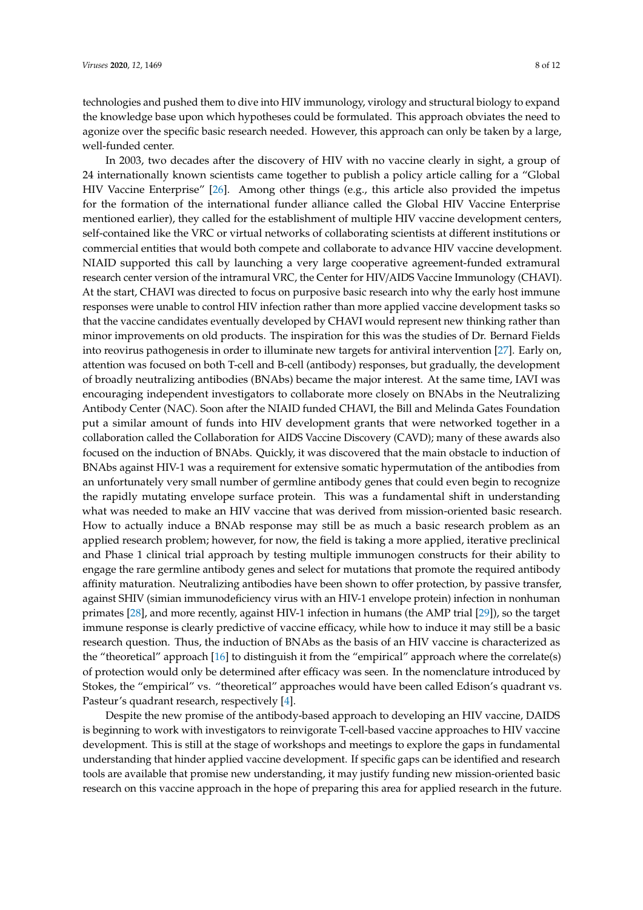technologies and pushed them to dive into HIV immunology, virology and structural biology to expand the knowledge base upon which hypotheses could be formulated. This approach obviates the need to agonize over the specific basic research needed. However, this approach can only be taken by a large, well-funded center.

In 2003, two decades after the discovery of HIV with no vaccine clearly in sight, a group of 24 internationally known scientists came together to publish a policy article calling for a "Global HIV Vaccine Enterprise" [26]. Among other things (e.g., this article also provided the impetus for the formation of the international funder alliance called the Global HIV Vaccine Enterprise mentioned earlier), they called for the establishment of multiple HIV vaccine development centers, self-contained like the VRC or virtual networks of collaborating scientists at different institutions or commercial entities that would both compete and collaborate to advance HIV vaccine development. NIAID supported this call by launching a very large cooperative agreement-funded extramural research center version of the intramural VRC, the Center for HIV/AIDS Vaccine Immunology (CHAVI). At the start, CHAVI was directed to focus on purposive basic research into why the early host immune responses were unable to control HIV infection rather than more applied vaccine development tasks so that the vaccine candidates eventually developed by CHAVI would represent new thinking rather than minor improvements on old products. The inspiration for this was the studies of Dr. Bernard Fields into reovirus pathogenesis in order to illuminate new targets for antiviral intervention [27]. Early on, attention was focused on both T-cell and B-cell (antibody) responses, but gradually, the development of broadly neutralizing antibodies (BNAbs) became the major interest. At the same time, IAVI was encouraging independent investigators to collaborate more closely on BNAbs in the Neutralizing Antibody Center (NAC). Soon after the NIAID funded CHAVI, the Bill and Melinda Gates Foundation put a similar amount of funds into HIV development grants that were networked together in a collaboration called the Collaboration for AIDS Vaccine Discovery (CAVD); many of these awards also focused on the induction of BNAbs. Quickly, it was discovered that the main obstacle to induction of BNAbs against HIV-1 was a requirement for extensive somatic hypermutation of the antibodies from an unfortunately very small number of germline antibody genes that could even begin to recognize the rapidly mutating envelope surface protein. This was a fundamental shift in understanding what was needed to make an HIV vaccine that was derived from mission-oriented basic research. How to actually induce a BNAb response may still be as much a basic research problem as an applied research problem; however, for now, the field is taking a more applied, iterative preclinical and Phase 1 clinical trial approach by testing multiple immunogen constructs for their ability to engage the rare germline antibody genes and select for mutations that promote the required antibody affinity maturation. Neutralizing antibodies have been shown to offer protection, by passive transfer, against SHIV (simian immunodeficiency virus with an HIV-1 envelope protein) infection in nonhuman primates [28], and more recently, against HIV-1 infection in humans (the AMP trial [29]), so the target immune response is clearly predictive of vaccine efficacy, while how to induce it may still be a basic research question. Thus, the induction of BNAbs as the basis of an HIV vaccine is characterized as the "theoretical" approach [16] to distinguish it from the "empirical" approach where the correlate(s) of protection would only be determined after efficacy was seen. In the nomenclature introduced by Stokes, the "empirical" vs. "theoretical" approaches would have been called Edison's quadrant vs. Pasteur's quadrant research, respectively [4].

Despite the new promise of the antibody-based approach to developing an HIV vaccine, DAIDS is beginning to work with investigators to reinvigorate T-cell-based vaccine approaches to HIV vaccine development. This is still at the stage of workshops and meetings to explore the gaps in fundamental understanding that hinder applied vaccine development. If specific gaps can be identified and research tools are available that promise new understanding, it may justify funding new mission-oriented basic research on this vaccine approach in the hope of preparing this area for applied research in the future.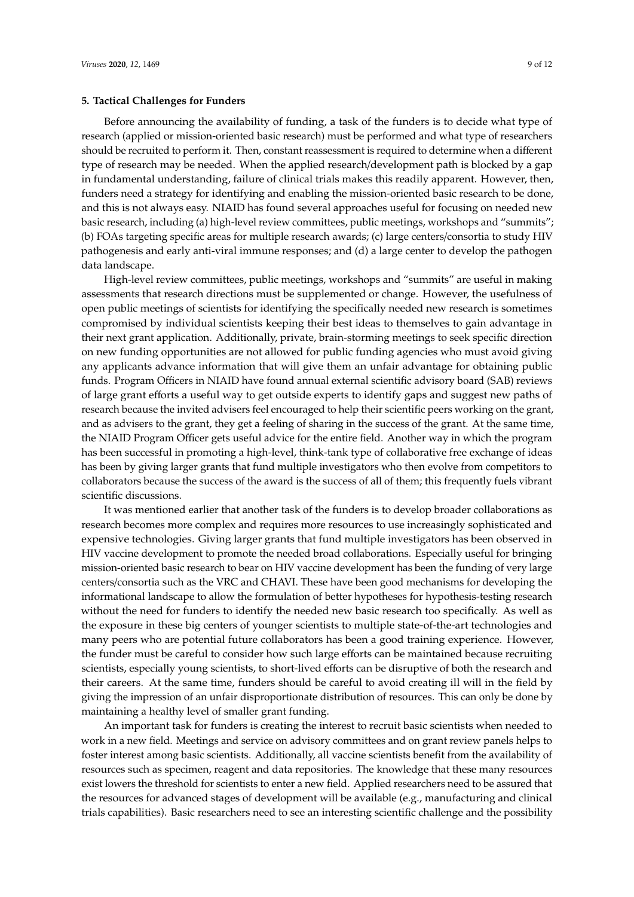## 5. Tactical Challenges for Funders

Before announcing the availability of funding, a task of the funders is to decide what type of research (applied or mission-oriented basic research) must be performed and what type of researchers should be recruited to perform it. Then, constant reassessment is required to determine when a different type of research may be needed. When the applied research/development path is blocked by a gap in fundamental understanding, failure of clinical trials makes this readily apparent. However, then, funders need a strategy for identifying and enabling the mission-oriented basic research to be done, and this is not always easy. NIAID has found several approaches useful for focusing on needed new basic research, including (a) high-level review committees, public meetings, workshops and "summits"; (b) FOAs targeting specific areas for multiple research awards; (c) large centers/consortia to study HIV pathogenesis and early anti-viral immune responses; and (d) a large center to develop the pathogen data landscape.

High-level review committees, public meetings, workshops and "summits" are useful in making assessments that research directions must be supplemented or change. However, the usefulness of open public meetings of scientists for identifying the specifically needed new research is sometimes compromised by individual scientists keeping their best ideas to themselves to gain advantage in their next grant application. Additionally, private, brain-storming meetings to seek specific direction on new funding opportunities are not allowed for public funding agencies who must avoid giving any applicants advance information that will give them an unfair advantage for obtaining public funds. Program Officers in NIAID have found annual external scientific advisory board (SAB) reviews of large grant efforts a useful way to get outside experts to identify gaps and suggest new paths of research because the invited advisers feel encouraged to help their scientific peers working on the grant, and as advisers to the grant, they get a feeling of sharing in the success of the grant. At the same time, the NIAID Program Officer gets useful advice for the entire field. Another way in which the program has been successful in promoting a high-level, think-tank type of collaborative free exchange of ideas has been by giving larger grants that fund multiple investigators who then evolve from competitors to collaborators because the success of the award is the success of all of them; this frequently fuels vibrant scientific discussions.

It was mentioned earlier that another task of the funders is to develop broader collaborations as research becomes more complex and requires more resources to use increasingly sophisticated and expensive technologies. Giving larger grants that fund multiple investigators has been observed in HIV vaccine development to promote the needed broad collaborations. Especially useful for bringing mission-oriented basic research to bear on HIV vaccine development has been the funding of very large centers/consortia such as the VRC and CHAVI. These have been good mechanisms for developing the informational landscape to allow the formulation of better hypotheses for hypothesis-testing research without the need for funders to identify the needed new basic research too specifically. As well as the exposure in these big centers of younger scientists to multiple state-of-the-art technologies and many peers who are potential future collaborators has been a good training experience. However, the funder must be careful to consider how such large efforts can be maintained because recruiting scientists, especially young scientists, to short-lived efforts can be disruptive of both the research and their careers. At the same time, funders should be careful to avoid creating ill will in the field by giving the impression of an unfair disproportionate distribution of resources. This can only be done by maintaining a healthy level of smaller grant funding.

An important task for funders is creating the interest to recruit basic scientists when needed to work in a new field. Meetings and service on advisory committees and on grant review panels helps to foster interest among basic scientists. Additionally, all vaccine scientists benefit from the availability of resources such as specimen, reagent and data repositories. The knowledge that these many resources exist lowers the threshold for scientists to enter a new field. Applied researchers need to be assured that the resources for advanced stages of development will be available (e.g., manufacturing and clinical trials capabilities). Basic researchers need to see an interesting scientific challenge and the possibility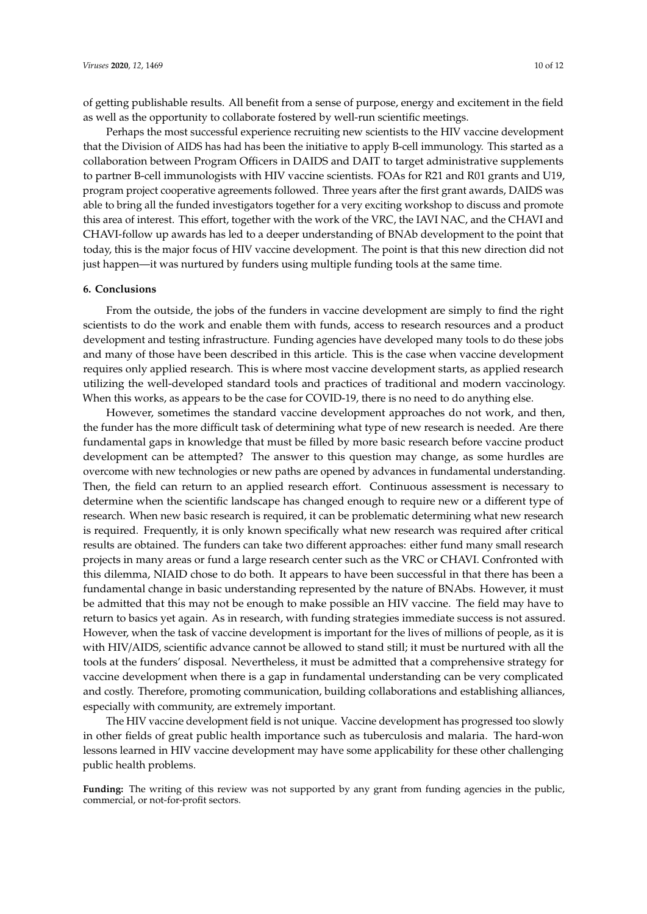of getting publishable results. All benefit from a sense of purpose, energy and excitement in the field as well as the opportunity to collaborate fostered by well-run scientific meetings.

Perhaps the most successful experience recruiting new scientists to the HIV vaccine development that the Division of AIDS has had has been the initiative to apply B-cell immunology. This started as a collaboration between Program Officers in DAIDS and DAIT to target administrative supplements to partner B-cell immunologists with HIV vaccine scientists. FOAs for R21 and R01 grants and U19, program project cooperative agreements followed. Three years after the first grant awards, DAIDS was able to bring all the funded investigators together for a very exciting workshop to discuss and promote this area of interest. This effort, together with the work of the VRC, the IAVI NAC, and the CHAVI and CHAVI-follow up awards has led to a deeper understanding of BNAb development to the point that today, this is the major focus of HIV vaccine development. The point is that this new direction did not just happen—it was nurtured by funders using multiple funding tools at the same time.

## 6. Conclusions

From the outside, the jobs of the funders in vaccine development are simply to find the right scientists to do the work and enable them with funds, access to research resources and a product development and testing infrastructure. Funding agencies have developed many tools to do these jobs and many of those have been described in this article. This is the case when vaccine development requires only applied research. This is where most vaccine development starts, as applied research utilizing the well-developed standard tools and practices of traditional and modern vaccinology. When this works, as appears to be the case for COVID-19, there is no need to do anything else.

However, sometimes the standard vaccine development approaches do not work, and then, the funder has the more difficult task of determining what type of new research is needed. Are there fundamental gaps in knowledge that must be filled by more basic research before vaccine product development can be attempted? The answer to this question may change, as some hurdles are overcome with new technologies or new paths are opened by advances in fundamental understanding. Then, the field can return to an applied research effort. Continuous assessment is necessary to determine when the scientific landscape has changed enough to require new or a different type of research. When new basic research is required, it can be problematic determining what new research is required. Frequently, it is only known specifically what new research was required after critical results are obtained. The funders can take two different approaches: either fund many small research projects in many areas or fund a large research center such as the VRC or CHAVI. Confronted with this dilemma, NIAID chose to do both. It appears to have been successful in that there has been a fundamental change in basic understanding represented by the nature of BNAbs. However, it must be admitted that this may not be enough to make possible an HIV vaccine. The field may have to return to basics yet again. As in research, with funding strategies immediate success is not assured. However, when the task of vaccine development is important for the lives of millions of people, as it is with HIV/AIDS, scientific advance cannot be allowed to stand still; it must be nurtured with all the tools at the funders' disposal. Nevertheless, it must be admitted that a comprehensive strategy for vaccine development when there is a gap in fundamental understanding can be very complicated and costly. Therefore, promoting communication, building collaborations and establishing alliances, especially with community, are extremely important.

The HIV vaccine development field is not unique. Vaccine development has progressed too slowly in other fields of great public health importance such as tuberculosis and malaria. The hard-won lessons learned in HIV vaccine development may have some applicability for these other challenging public health problems.

**Funding:** The writing of this review was not supported by any grant from funding agencies in the public, commercial, or not-for-profit sectors.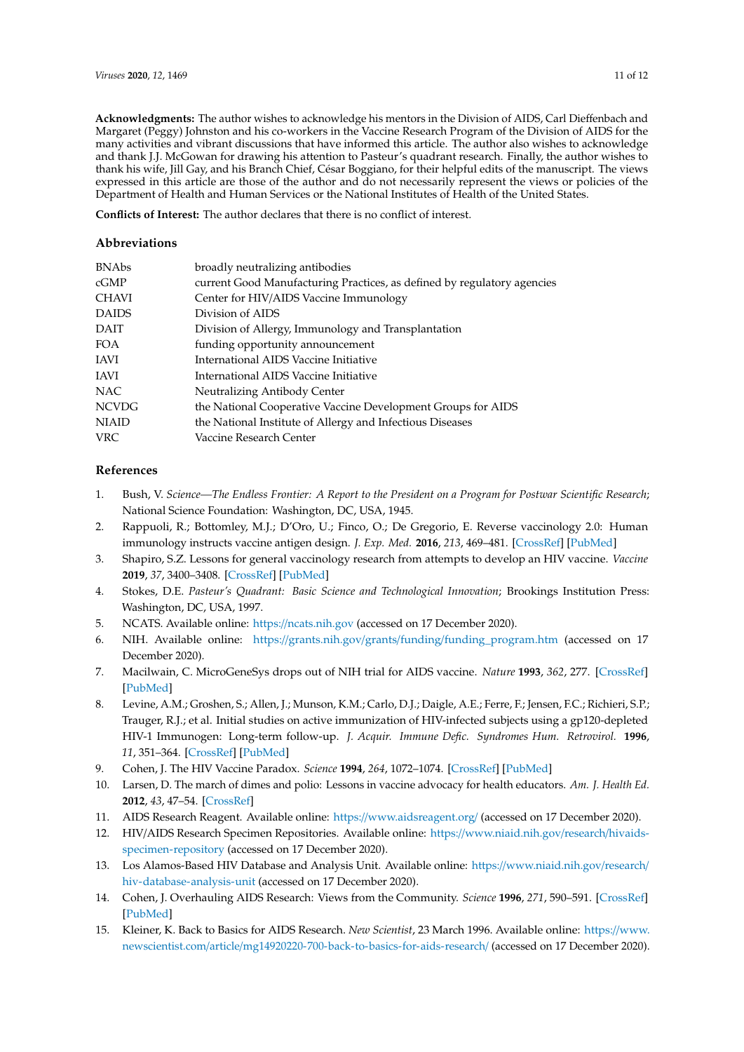**Acknowledgments:** The author wishes to acknowledge his mentors in the Division of AIDS, Carl Dieffenbach and Margaret (Peggy) Johnston and his co-workers in the Vaccine Research Program of the Division of AIDS for the many activities and vibrant discussions that have informed this article. The author also wishes to acknowledge and thank J.J. McGowan for drawing his attention to Pasteur's quadrant research. Finally, the author wishes to thank his wife, Jill Gay, and his Branch Chief, César Boggiano, for their helpful edits of the manuscript. The views expressed in this article are those of the author and do not necessarily represent the views or policies of the Department of Health and Human Services or the National Institutes of Health of the United States.

**Conflicts of Interest:** The author declares that there is no conflict of interest.

## Abbreviations

| | |
|---|---|
| BNAbs | broadly neutralizing antibodies |
| cGMP | current Good Manufacturing Practices, as defined by regulatory agencies |
| CHAVI | Center for HIV/AIDS Vaccine Immunology |
| DAIDS | Division of AIDS |
| DAIT | Division of Allergy, Immunology and Transplantation |
| FOA | funding opportunity announcement |
| IAVI | International AIDS Vaccine Initiative |
| IAVI | International AIDS Vaccine Initiative |
| NAC | Neutralizing Antibody Center |
| NCVDG | the National Cooperative Vaccine Development Groups for AIDS |
| NIAID | the National Institute of Allergy and Infectious Diseases |
| VRC | Vaccine Research Center |

## References

1. Bush, V. *Science—The Endless Frontier: A Report to the President on a Program for Postwar Scientific Research*; National Science Foundation: Washington, DC, USA, 1945.
2. Rappuoli, R.; Bottomley, M.J.; D'Oro, U.; Finco, O.; De Gregorio, E. Reverse vaccinology 2.0: Human immunology instructs vaccine antigen design. *J. Exp. Med.* **2016**, *213*, 469–481. [CrossRef] [PubMed]
3. Shapiro, S.Z. Lessons for general vaccinology research from attempts to develop an HIV vaccine. *Vaccine* **2019**, *37*, 3400–3408. [CrossRef] [PubMed]
4. Stokes, D.E. *Pasteur's Quadrant: Basic Science and Technological Innovation*; Brookings Institution Press: Washington, DC, USA, 1997.
5. NCATS. Available online: https://ncats.nih.gov (accessed on 17 December 2020).
6. NIH. Available online: https://grants.nih.gov/grants/funding/funding_program.htm (accessed on 17 December 2020).
7. Macilwain, C. MicroGeneSys drops out of NIH trial for AIDS vaccine. *Nature* **1993**, *362*, 277. [CrossRef] [PubMed]
8. Levine, A.M.; Groshen, S.; Allen, J.; Munson, K.M.; Carlo, D.J.; Daigle, A.E.; Ferre, F.; Jensen, F.C.; Richieri, S.P.; Trauger, R.J.; et al. Initial studies on active immunization of HIV-infected subjects using a gp120-depleted HIV-1 Immunogen: Long-term follow-up. *J. Acquir. Immune Defic. Syndromes Hum. Retrovirol.* **1996**, *11*, 351–364. [CrossRef] [PubMed]
9. Cohen, J. The HIV Vaccine Paradox. *Science* **1994**, *264*, 1072–1074. [CrossRef] [PubMed]
10. Larsen, D. The march of dimes and polio: Lessons in vaccine advocacy for health educators. *Am. J. Health Ed.* **2012**, *43*, 47–54. [CrossRef]
11. AIDS Research Reagent. Available online: https://www.aidsreagent.org/ (accessed on 17 December 2020).
12. HIV/AIDS Research Specimen Repositories. Available online: https://www.niaid.nih.gov/research/hivaids-specimen-repository (accessed on 17 December 2020).
13. Los Alamos-Based HIV Database and Analysis Unit. Available online: https://www.niaid.nih.gov/research/hiv-database-analysis-unit (accessed on 17 December 2020).
14. Cohen, J. Overhauling AIDS Research: Views from the Community. *Science* **1996**, *271*, 590–591. [CrossRef] [PubMed]
15. Kleiner, K. Back to Basics for AIDS Research. *New Scientist*, 23 March 1996. Available online: https://www.newscientist.com/article/mg14920220-700-back-to-basics-for-aids-research/ (accessed on 17 December 2020).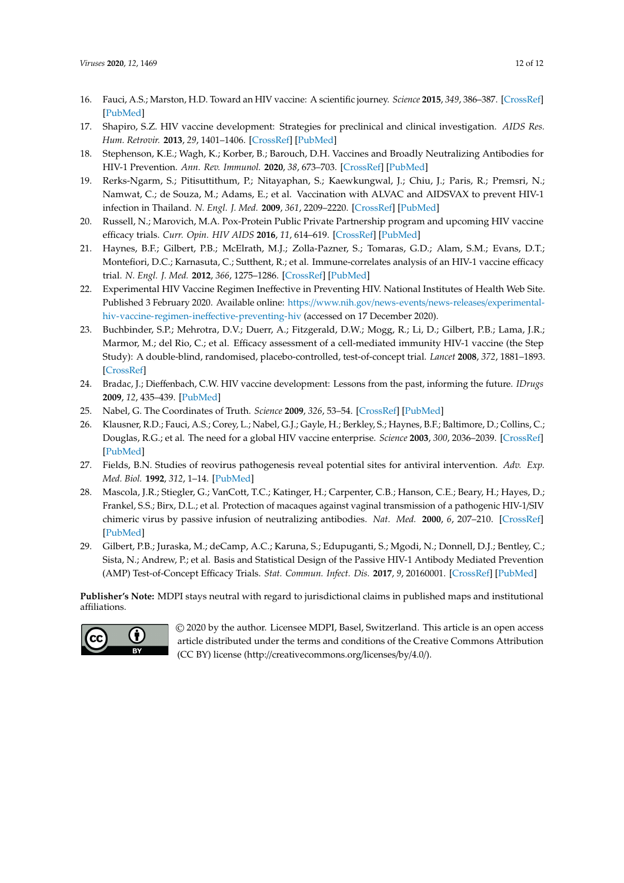16. Fauci, A.S.; Marston, H.D. Toward an HIV vaccine: A scientific journey. *Science* **2015**, *349*, 386–387. [CrossRef] [PubMed]
17. Shapiro, S.Z. HIV vaccine development: Strategies for preclinical and clinical investigation. *AIDS Res. Hum. Retrovir.* **2013**, *29*, 1401–1406. [CrossRef] [PubMed]
18. Stephenson, K.E.; Wagh, K.; Korber, B.; Barouch, D.H. Vaccines and Broadly Neutralizing Antibodies for HIV-1 Prevention. *Ann. Rev. Immunol.* **2020**, *38*, 673–703. [CrossRef] [PubMed]
19. Rerks-Ngarm, S.; Pitisuttithum, P.; Nitayaphan, S.; Kaewkungwal, J.; Chiu, J.; Paris, R.; Premsri, N.; Namwat, C.; de Souza, M.; Adams, E.; et al. Vaccination with ALVAC and AIDSVAX to prevent HIV-1 infection in Thailand. *N. Engl. J. Med.* **2009**, *361*, 2209–2220. [CrossRef] [PubMed]
20. Russell, N.; Marovich, M.A. Pox-Protein Public Private Partnership program and upcoming HIV vaccine efficacy trials. *Curr. Opin. HIV AIDS* **2016**, *11*, 614–619. [CrossRef] [PubMed]
21. Haynes, B.F.; Gilbert, P.B.; McElrath, M.J.; Zolla-Pazner, S.; Tomaras, G.D.; Alam, S.M.; Evans, D.T.; Montefiori, D.C.; Karnasuta, C.; Sutthent, R.; et al. Immune-correlates analysis of an HIV-1 vaccine efficacy trial. *N. Engl. J. Med.* **2012**, *366*, 1275–1286. [CrossRef] [PubMed]
22. Experimental HIV Vaccine Regimen Ineffective in Preventing HIV. National Institutes of Health Web Site. Published 3 February 2020. Available online: https://www.nih.gov/news-events/news-releases/experimental-hiv-vaccine-regimen-ineffective-preventing-hiv (accessed on 17 December 2020).
23. Buchbinder, S.P.; Mehrotra, D.V.; Duerr, A.; Fitzgerald, D.W.; Mogg, R.; Li, D.; Gilbert, P.B.; Lama, J.R.; Marmor, M.; del Rio, C.; et al. Efficacy assessment of a cell-mediated immunity HIV-1 vaccine (the Step Study): A double-blind, randomised, placebo-controlled, test-of-concept trial. *Lancet* **2008**, *372*, 1881–1893. [CrossRef]
24. Bradac, J.; Dieffenbach, C.W. HIV vaccine development: Lessons from the past, informing the future. *IDrugs* **2009**, *12*, 435–439. [PubMed]
25. Nabel, G. The Coordinates of Truth. *Science* **2009**, *326*, 53–54. [CrossRef] [PubMed]
26. Klausner, R.D.; Fauci, A.S.; Corey, L.; Nabel, G.J.; Gayle, H.; Berkley, S.; Haynes, B.F.; Baltimore, D.; Collins, C.; Douglas, R.G.; et al. The need for a global HIV vaccine enterprise. *Science* **2003**, *300*, 2036–2039. [CrossRef] [PubMed]
27. Fields, B.N. Studies of reovirus pathogenesis reveal potential sites for antiviral intervention. *Adv. Exp. Med. Biol.* **1992**, *312*, 1–14. [PubMed]
28. Mascola, J.R.; Stiegler, G.; VanCott, T.C.; Katinger, H.; Carpenter, C.B.; Hanson, C.E.; Beary, H.; Hayes, D.; Frankel, S.S.; Birx, D.L.; et al. Protection of macaques against vaginal transmission of a pathogenic HIV-1/SIV chimeric virus by passive infusion of neutralizing antibodies. *Nat. Med.* **2000**, *6*, 207–210. [CrossRef] [PubMed]
29. Gilbert, P.B.; Juraska, M.; deCamp, A.C.; Karuna, S.; Edupuganti, S.; Mgodi, N.; Donnell, D.J.; Bentley, C.; Sista, N.; Andrew, P.; et al. Basis and Statistical Design of the Passive HIV-1 Antibody Mediated Prevention (AMP) Test-of-Concept Efficacy Trials. *Stat. Commun. Infect. Dis.* **2017**, *9*, 20160001. [CrossRef] [PubMed]

**Publisher's Note:** MDPI stays neutral with regard to jurisdictional claims in published maps and institutional affiliations.

© 2020 by the author. Licensee MDPI, Basel, Switzerland. This article is an open access article distributed under the terms and conditions of the Creative Commons Attribution (CC BY) license (http://creativecommons.org/licenses/by/4.0/).